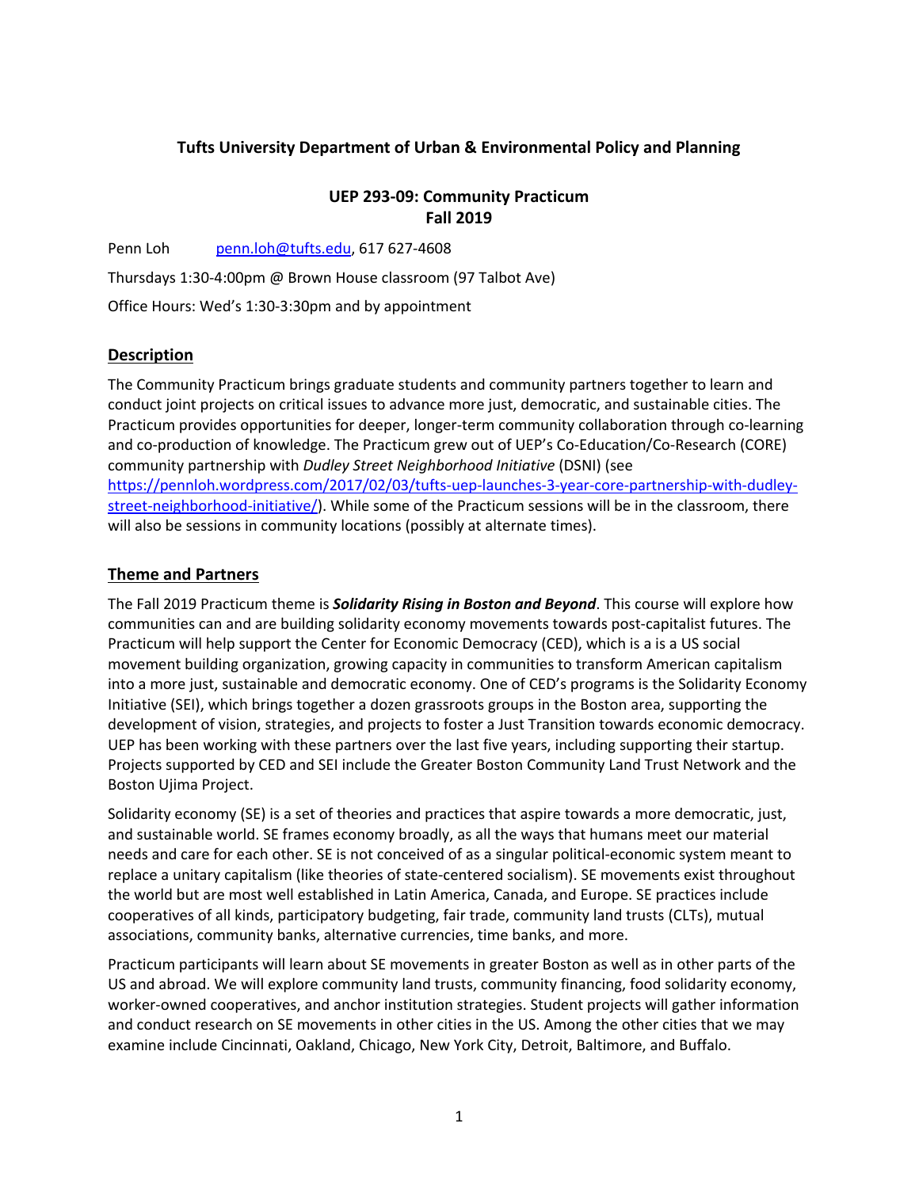**Tufts University Department of Urban & Environmental Policy and Planning**

**UEP 293-09: Community Practicum**
**Fall 2019**

Penn Loh penn.loh@tufts.edu, 617 627-4608

Thursdays 1:30-4:00pm @ Brown House classroom (97 Talbot Ave)

Office Hours: Wed's 1:30-3:30pm and by appointment

## Description

The Community Practicum brings graduate students and community partners together to learn and conduct joint projects on critical issues to advance more just, democratic, and sustainable cities. The Practicum provides opportunities for deeper, longer-term community collaboration through co-learning and co-production of knowledge. The Practicum grew out of UEP's Co-Education/Co-Research (CORE) community partnership with *Dudley Street Neighborhood Initiative* (DSNI) (see https://pennloh.wordpress.com/2017/02/03/tufts-uep-launches-3-year-core-partnership-with-dudley-street-neighborhood-initiative/). While some of the Practicum sessions will be in the classroom, there will also be sessions in community locations (possibly at alternate times).

## Theme and Partners

The Fall 2019 Practicum theme is ***Solidarity Rising in Boston and Beyond***. This course will explore how communities can and are building solidarity economy movements towards post-capitalist futures. The Practicum will help support the Center for Economic Democracy (CED), which is a is a US social movement building organization, growing capacity in communities to transform American capitalism into a more just, sustainable and democratic economy. One of CED's programs is the Solidarity Economy Initiative (SEI), which brings together a dozen grassroots groups in the Boston area, supporting the development of vision, strategies, and projects to foster a Just Transition towards economic democracy. UEP has been working with these partners over the last five years, including supporting their startup. Projects supported by CED and SEI include the Greater Boston Community Land Trust Network and the Boston Ujima Project.

Solidarity economy (SE) is a set of theories and practices that aspire towards a more democratic, just, and sustainable world. SE frames economy broadly, as all the ways that humans meet our material needs and care for each other. SE is not conceived of as a singular political-economic system meant to replace a unitary capitalism (like theories of state-centered socialism). SE movements exist throughout the world but are most well established in Latin America, Canada, and Europe. SE practices include cooperatives of all kinds, participatory budgeting, fair trade, community land trusts (CLTs), mutual associations, community banks, alternative currencies, time banks, and more.

Practicum participants will learn about SE movements in greater Boston as well as in other parts of the US and abroad. We will explore community land trusts, community financing, food solidarity economy, worker-owned cooperatives, and anchor institution strategies. Student projects will gather information and conduct research on SE movements in other cities in the US. Among the other cities that we may examine include Cincinnati, Oakland, Chicago, New York City, Detroit, Baltimore, and Buffalo.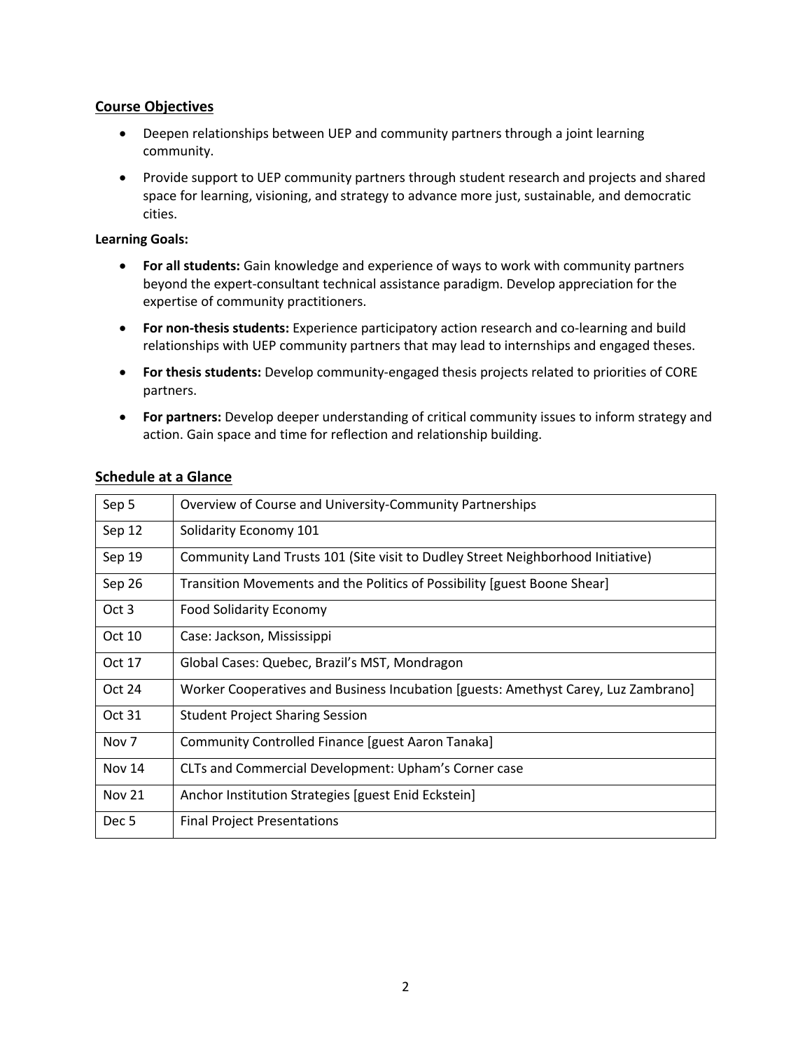## Course Objectives

- Deepen relationships between UEP and community partners through a joint learning community.
- Provide support to UEP community partners through student research and projects and shared space for learning, visioning, and strategy to advance more just, sustainable, and democratic cities.

**Learning Goals:**

- **For all students:** Gain knowledge and experience of ways to work with community partners beyond the expert-consultant technical assistance paradigm. Develop appreciation for the expertise of community practitioners.
- **For non-thesis students:** Experience participatory action research and co-learning and build relationships with UEP community partners that may lead to internships and engaged theses.
- **For thesis students:** Develop community-engaged thesis projects related to priorities of CORE partners.
- **For partners:** Develop deeper understanding of critical community issues to inform strategy and action. Gain space and time for reflection and relationship building.

## Schedule at a Glance

| | |
|---|---|
| Sep 5 | Overview of Course and University-Community Partnerships |
| Sep 12 | Solidarity Economy 101 |
| Sep 19 | Community Land Trusts 101 (Site visit to Dudley Street Neighborhood Initiative) |
| Sep 26 | Transition Movements and the Politics of Possibility [guest Boone Shear] |
| Oct 3 | Food Solidarity Economy |
| Oct 10 | Case: Jackson, Mississippi |
| Oct 17 | Global Cases: Quebec, Brazil's MST, Mondragon |
| Oct 24 | Worker Cooperatives and Business Incubation [guests: Amethyst Carey, Luz Zambrano] |
| Oct 31 | Student Project Sharing Session |
| Nov 7 | Community Controlled Finance [guest Aaron Tanaka] |
| Nov 14 | CLTs and Commercial Development: Upham's Corner case |
| Nov 21 | Anchor Institution Strategies [guest Enid Eckstein] |
| Dec 5 | Final Project Presentations |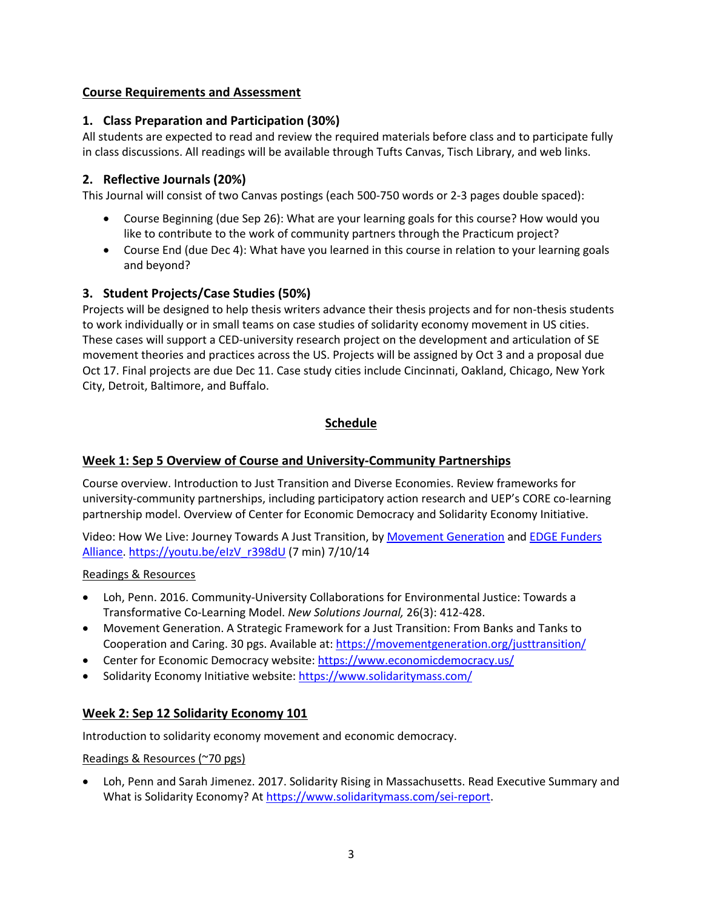## Course Requirements and Assessment

### 1. Class Preparation and Participation (30%)

All students are expected to read and review the required materials before class and to participate fully in class discussions. All readings will be available through Tufts Canvas, Tisch Library, and web links.

### 2. Reflective Journals (20%)

This Journal will consist of two Canvas postings (each 500-750 words or 2-3 pages double spaced):

- Course Beginning (due Sep 26): What are your learning goals for this course? How would you like to contribute to the work of community partners through the Practicum project?
- Course End (due Dec 4): What have you learned in this course in relation to your learning goals and beyond?

### 3. Student Projects/Case Studies (50%)

Projects will be designed to help thesis writers advance their thesis projects and for non-thesis students to work individually or in small teams on case studies of solidarity economy movement in US cities. These cases will support a CED-university research project on the development and articulation of SE movement theories and practices across the US. Projects will be assigned by Oct 3 and a proposal due Oct 17. Final projects are due Dec 11. Case study cities include Cincinnati, Oakland, Chicago, New York City, Detroit, Baltimore, and Buffalo.

## Schedule

### Week 1: Sep 5 Overview of Course and University-Community Partnerships

Course overview. Introduction to Just Transition and Diverse Economies. Review frameworks for university-community partnerships, including participatory action research and UEP's CORE co-learning partnership model. Overview of Center for Economic Democracy and Solidarity Economy Initiative.

Video: How We Live: Journey Towards A Just Transition, by Movement Generation and EDGE Funders Alliance. https://youtu.be/eIzV_r398dU (7 min) 7/10/14

Readings & Resources

- Loh, Penn. 2016. Community-University Collaborations for Environmental Justice: Towards a Transformative Co-Learning Model. *New Solutions Journal,* 26(3): 412-428.
- Movement Generation. A Strategic Framework for a Just Transition: From Banks and Tanks to Cooperation and Caring. 30 pgs. Available at: https://movementgeneration.org/justtransition/
- Center for Economic Democracy website: https://www.economicdemocracy.us/
- Solidarity Economy Initiative website: https://www.solidaritymass.com/

### Week 2: Sep 12 Solidarity Economy 101

Introduction to solidarity economy movement and economic democracy.

Readings & Resources (~70 pgs)

- Loh, Penn and Sarah Jimenez. 2017. Solidarity Rising in Massachusetts. Read Executive Summary and What is Solidarity Economy? At https://www.solidaritymass.com/sei-report.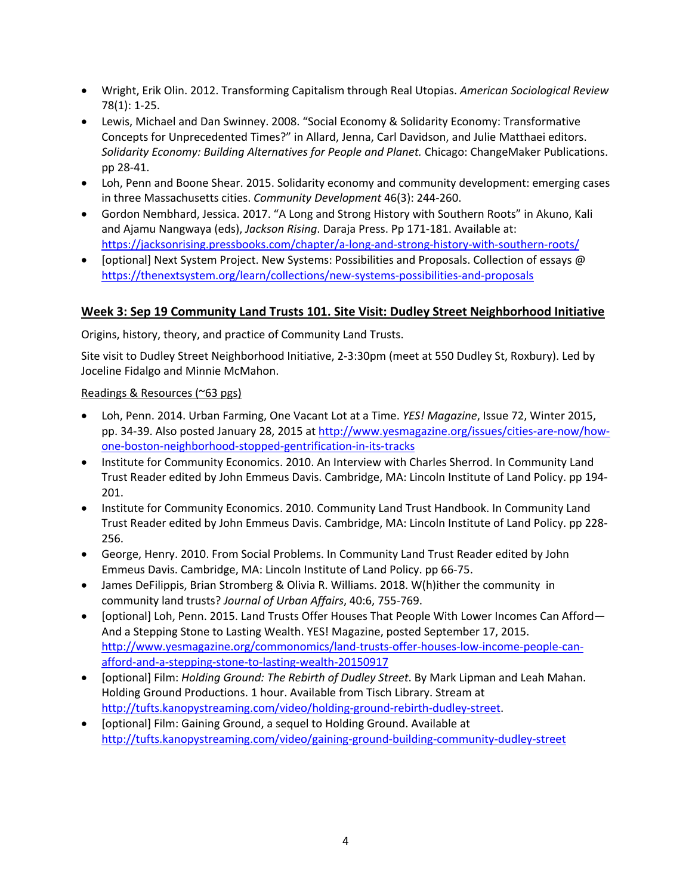- Wright, Erik Olin. 2012. Transforming Capitalism through Real Utopias. *American Sociological Review* 78(1): 1-25.
- Lewis, Michael and Dan Swinney. 2008. "Social Economy & Solidarity Economy: Transformative Concepts for Unprecedented Times?" in Allard, Jenna, Carl Davidson, and Julie Matthaei editors. *Solidarity Economy: Building Alternatives for People and Planet.* Chicago: ChangeMaker Publications. pp 28-41.
- Loh, Penn and Boone Shear. 2015. Solidarity economy and community development: emerging cases in three Massachusetts cities. *Community Development* 46(3): 244-260.
- Gordon Nembhard, Jessica. 2017. "A Long and Strong History with Southern Roots" in Akuno, Kali and Ajamu Nangwaya (eds), *Jackson Rising*. Daraja Press. Pp 171-181. Available at: https://jacksonrising.pressbooks.com/chapter/a-long-and-strong-history-with-southern-roots/
- [optional] Next System Project. New Systems: Possibilities and Proposals. Collection of essays @ https://thenextsystem.org/learn/collections/new-systems-possibilities-and-proposals

### Week 3: Sep 19 Community Land Trusts 101. Site Visit: Dudley Street Neighborhood Initiative

Origins, history, theory, and practice of Community Land Trusts.

Site visit to Dudley Street Neighborhood Initiative, 2-3:30pm (meet at 550 Dudley St, Roxbury). Led by Joceline Fidalgo and Minnie McMahon.

Readings & Resources (~63 pgs)

- Loh, Penn. 2014. Urban Farming, One Vacant Lot at a Time. *YES! Magazine*, Issue 72, Winter 2015, pp. 34-39. Also posted January 28, 2015 at http://www.yesmagazine.org/issues/cities-are-now/how-one-boston-neighborhood-stopped-gentrification-in-its-tracks
- Institute for Community Economics. 2010. An Interview with Charles Sherrod. In Community Land Trust Reader edited by John Emmeus Davis. Cambridge, MA: Lincoln Institute of Land Policy. pp 194-201.
- Institute for Community Economics. 2010. Community Land Trust Handbook. In Community Land Trust Reader edited by John Emmeus Davis. Cambridge, MA: Lincoln Institute of Land Policy. pp 228-256.
- George, Henry. 2010. From Social Problems. In Community Land Trust Reader edited by John Emmeus Davis. Cambridge, MA: Lincoln Institute of Land Policy. pp 66-75.
- James DeFilippis, Brian Stromberg & Olivia R. Williams. 2018. W(h)ither the community in community land trusts? *Journal of Urban Affairs*, 40:6, 755-769.
- [optional] Loh, Penn. 2015. Land Trusts Offer Houses That People With Lower Incomes Can Afford—And a Stepping Stone to Lasting Wealth. YES! Magazine, posted September 17, 2015. http://www.yesmagazine.org/commonomics/land-trusts-offer-houses-low-income-people-can-afford-and-a-stepping-stone-to-lasting-wealth-20150917
- [optional] Film: *Holding Ground: The Rebirth of Dudley Street*. By Mark Lipman and Leah Mahan. Holding Ground Productions. 1 hour. Available from Tisch Library. Stream at http://tufts.kanopystreaming.com/video/holding-ground-rebirth-dudley-street.
- [optional] Film: Gaining Ground, a sequel to Holding Ground. Available at http://tufts.kanopystreaming.com/video/gaining-ground-building-community-dudley-street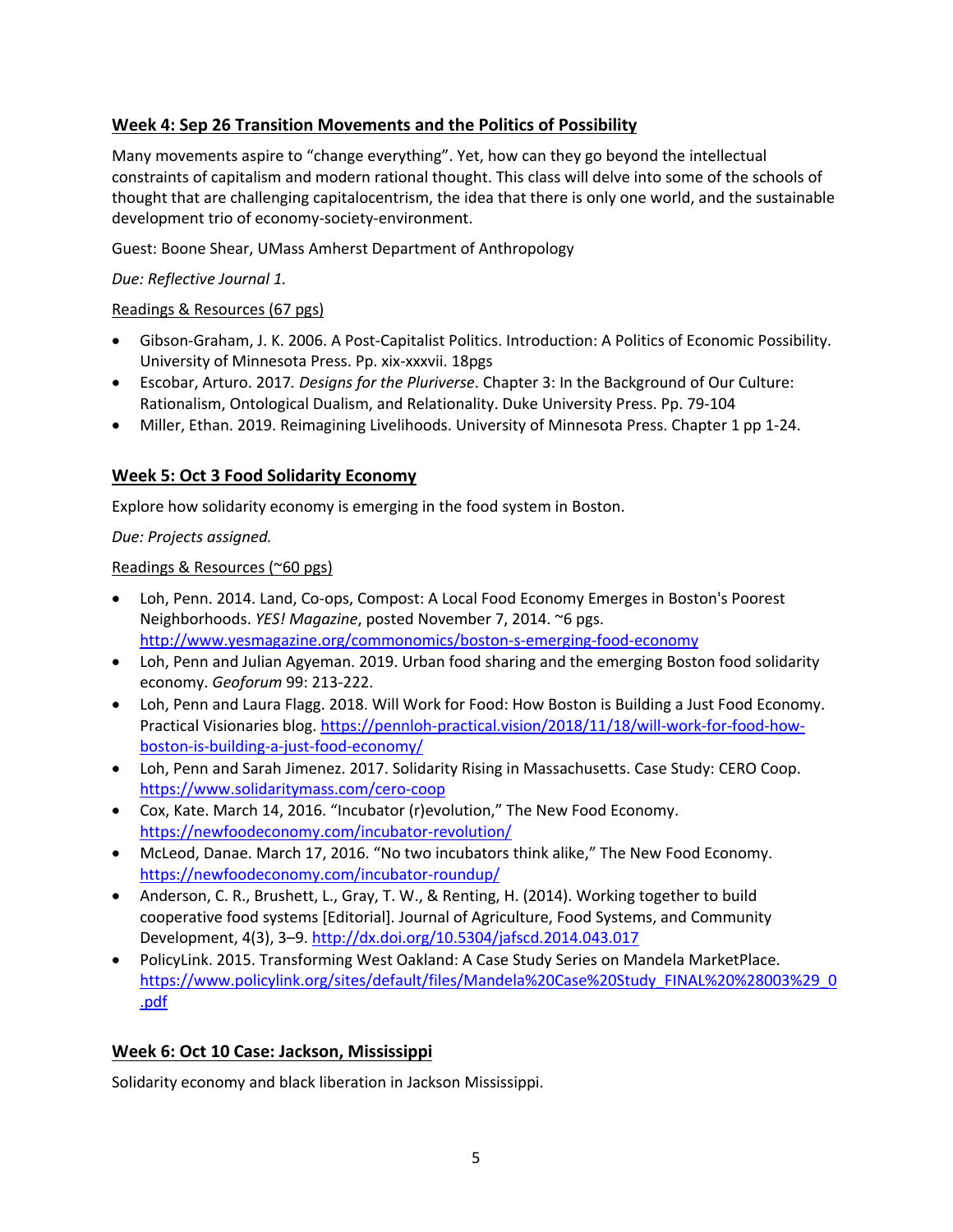## Week 4: Sep 26 Transition Movements and the Politics of Possibility

Many movements aspire to "change everything". Yet, how can they go beyond the intellectual constraints of capitalism and modern rational thought. This class will delve into some of the schools of thought that are challenging capitalocentrism, the idea that there is only one world, and the sustainable development trio of economy-society-environment.

Guest: Boone Shear, UMass Amherst Department of Anthropology

*Due: Reflective Journal 1.*

Readings & Resources (67 pgs)

- Gibson-Graham, J. K. 2006. A Post-Capitalist Politics. Introduction: A Politics of Economic Possibility. University of Minnesota Press. Pp. xix-xxxvii. 18pgs
- Escobar, Arturo. 2017. *Designs for the Pluriverse*. Chapter 3: In the Background of Our Culture: Rationalism, Ontological Dualism, and Relationality. Duke University Press. Pp. 79-104
- Miller, Ethan. 2019. Reimagining Livelihoods. University of Minnesota Press. Chapter 1 pp 1-24.

## Week 5: Oct 3 Food Solidarity Economy

Explore how solidarity economy is emerging in the food system in Boston.

*Due: Projects assigned.*

Readings & Resources (~60 pgs)

- Loh, Penn. 2014. Land, Co-ops, Compost: A Local Food Economy Emerges in Boston's Poorest Neighborhoods. *YES! Magazine*, posted November 7, 2014. ~6 pgs. http://www.yesmagazine.org/commonomics/boston-s-emerging-food-economy
- Loh, Penn and Julian Agyeman. 2019. Urban food sharing and the emerging Boston food solidarity economy. *Geoforum* 99: 213-222.
- Loh, Penn and Laura Flagg. 2018. Will Work for Food: How Boston is Building a Just Food Economy. Practical Visionaries blog. https://pennloh-practical.vision/2018/11/18/will-work-for-food-how-boston-is-building-a-just-food-economy/
- Loh, Penn and Sarah Jimenez. 2017. Solidarity Rising in Massachusetts. Case Study: CERO Coop. https://www.solidaritymass.com/cero-coop
- Cox, Kate. March 14, 2016. "Incubator (r)evolution," The New Food Economy. https://newfoodeconomy.com/incubator-revolution/
- McLeod, Danae. March 17, 2016. "No two incubators think alike," The New Food Economy. https://newfoodeconomy.com/incubator-roundup/
- Anderson, C. R., Brushett, L., Gray, T. W., & Renting, H. (2014). Working together to build cooperative food systems [Editorial]. Journal of Agriculture, Food Systems, and Community Development, 4(3), 3–9. http://dx.doi.org/10.5304/jafscd.2014.043.017
- PolicyLink. 2015. Transforming West Oakland: A Case Study Series on Mandela MarketPlace. https://www.policylink.org/sites/default/files/Mandela%20Case%20Study_FINAL%20%28003%29_0.pdf

## Week 6: Oct 10 Case: Jackson, Mississippi

Solidarity economy and black liberation in Jackson Mississippi.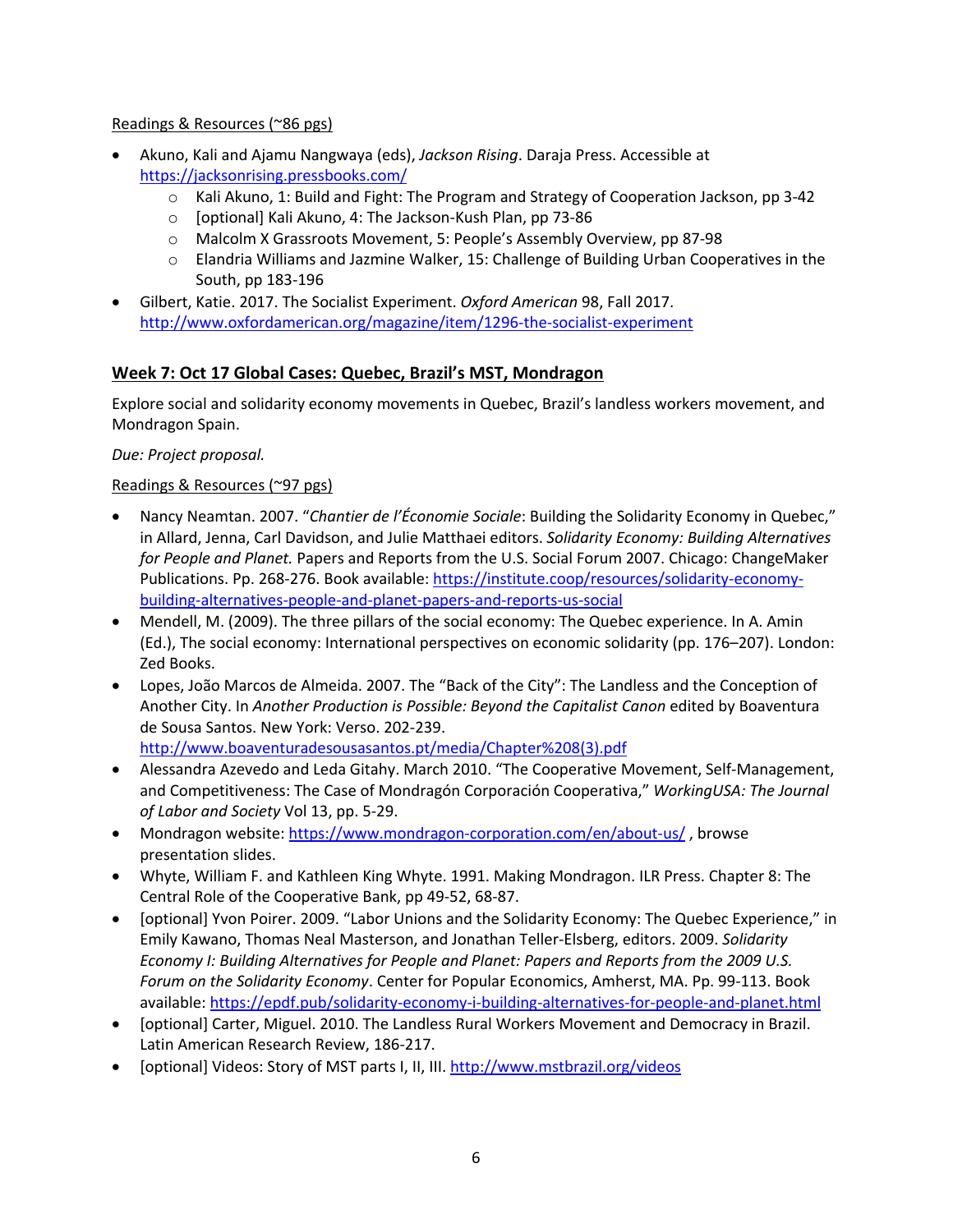Readings & Resources (~86 pgs)

- Akuno, Kali and Ajamu Nangwaya (eds), *Jackson Rising*. Daraja Press. Accessible at https://jacksonrising.pressbooks.com/
    - Kali Akuno, 1: Build and Fight: The Program and Strategy of Cooperation Jackson, pp 3-42
    - [optional] Kali Akuno, 4: The Jackson-Kush Plan, pp 73-86
    - Malcolm X Grassroots Movement, 5: People's Assembly Overview, pp 87-98
    - Elandria Williams and Jazmine Walker, 15: Challenge of Building Urban Cooperatives in the South, pp 183-196
- Gilbert, Katie. 2017. The Socialist Experiment. *Oxford American* 98, Fall 2017. http://www.oxfordamerican.org/magazine/item/1296-the-socialist-experiment

## Week 7: Oct 17 Global Cases: Quebec, Brazil's MST, Mondragon

Explore social and solidarity economy movements in Quebec, Brazil's landless workers movement, and Mondragon Spain.

*Due: Project proposal.*

Readings & Resources (~97 pgs)

- Nancy Neamtan. 2007. "*Chantier de l'Économie Sociale*: Building the Solidarity Economy in Quebec," in Allard, Jenna, Carl Davidson, and Julie Matthaei editors. *Solidarity Economy: Building Alternatives for People and Planet.* Papers and Reports from the U.S. Social Forum 2007. Chicago: ChangeMaker Publications. Pp. 268-276. Book available: https://institute.coop/resources/solidarity-economy-building-alternatives-people-and-planet-papers-and-reports-us-social
- Mendell, M. (2009). The three pillars of the social economy: The Quebec experience. In A. Amin (Ed.), The social economy: International perspectives on economic solidarity (pp. 176–207). London: Zed Books.
- Lopes, João Marcos de Almeida. 2007. The "Back of the City": The Landless and the Conception of Another City. In *Another Production is Possible: Beyond the Capitalist Canon* edited by Boaventura de Sousa Santos. New York: Verso. 202-239. http://www.boaventuradesousasantos.pt/media/Chapter%208(3).pdf
- Alessandra Azevedo and Leda Gitahy. March 2010. "The Cooperative Movement, Self-Management, and Competitiveness: The Case of Mondragón Corporación Cooperativa," *WorkingUSA: The Journal of Labor and Society* Vol 13, pp. 5-29.
- Mondragon website: https://www.mondragon-corporation.com/en/about-us/ , browse presentation slides.
- Whyte, William F. and Kathleen King Whyte. 1991. Making Mondragon. ILR Press. Chapter 8: The Central Role of the Cooperative Bank, pp 49-52, 68-87.
- [optional] Yvon Poirer. 2009. "Labor Unions and the Solidarity Economy: The Quebec Experience," in Emily Kawano, Thomas Neal Masterson, and Jonathan Teller-Elsberg, editors. 2009. *Solidarity Economy I: Building Alternatives for People and Planet: Papers and Reports from the 2009 U.S. Forum on the Solidarity Economy*. Center for Popular Economics, Amherst, MA. Pp. 99-113. Book available: https://epdf.pub/solidarity-economy-i-building-alternatives-for-people-and-planet.html
- [optional] Carter, Miguel. 2010. The Landless Rural Workers Movement and Democracy in Brazil. Latin American Research Review, 186-217.
- [optional] Videos: Story of MST parts I, II, III. http://www.mstbrazil.org/videos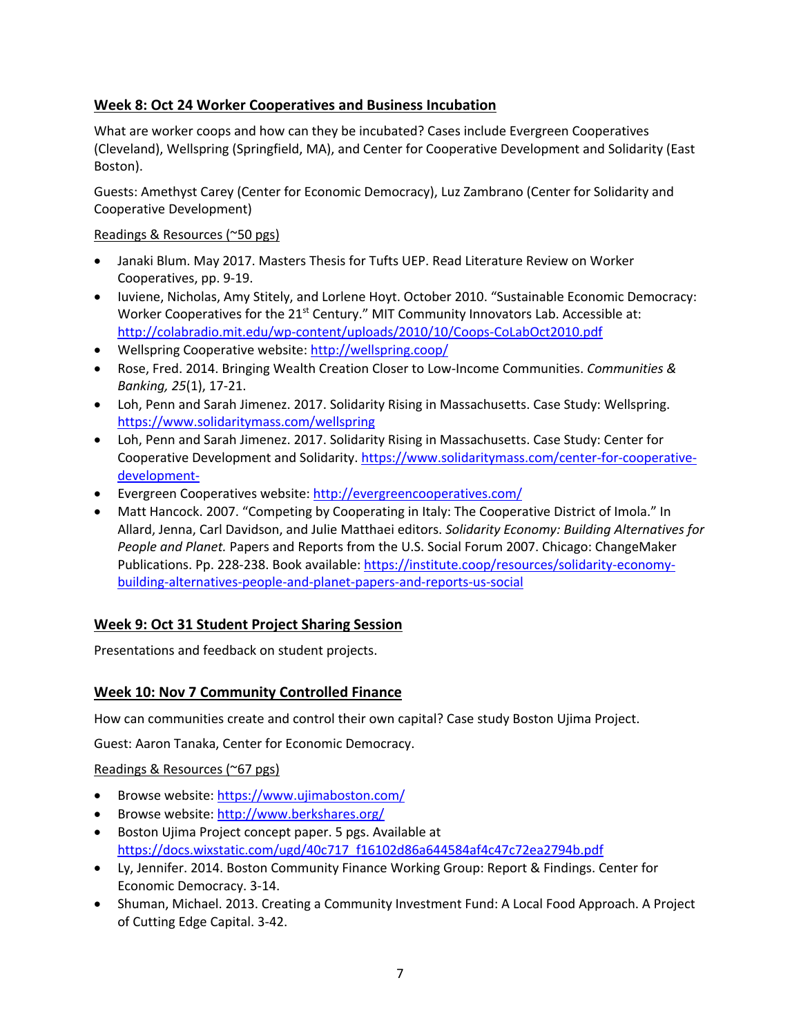### Week 8: Oct 24 Worker Cooperatives and Business Incubation

What are worker coops and how can they be incubated? Cases include Evergreen Cooperatives (Cleveland), Wellspring (Springfield, MA), and Center for Cooperative Development and Solidarity (East Boston).

Guests: Amethyst Carey (Center for Economic Democracy), Luz Zambrano (Center for Solidarity and Cooperative Development)

Readings & Resources (~50 pgs)

- Janaki Blum. May 2017. Masters Thesis for Tufts UEP. Read Literature Review on Worker Cooperatives, pp. 9-19.
- Iuviene, Nicholas, Amy Stitely, and Lorlene Hoyt. October 2010. "Sustainable Economic Democracy: Worker Cooperatives for the 21st Century." MIT Community Innovators Lab. Accessible at: http://colabradio.mit.edu/wp-content/uploads/2010/10/Coops-CoLabOct2010.pdf
- Wellspring Cooperative website: http://wellspring.coop/
- Rose, Fred. 2014. Bringing Wealth Creation Closer to Low-Income Communities. *Communities & Banking, 25*(1), 17-21.
- Loh, Penn and Sarah Jimenez. 2017. Solidarity Rising in Massachusetts. Case Study: Wellspring. https://www.solidaritymass.com/wellspring
- Loh, Penn and Sarah Jimenez. 2017. Solidarity Rising in Massachusetts. Case Study: Center for Cooperative Development and Solidarity. https://www.solidaritymass.com/center-for-cooperative-development-
- Evergreen Cooperatives website: http://evergreencooperatives.com/
- Matt Hancock. 2007. "Competing by Cooperating in Italy: The Cooperative District of Imola." In Allard, Jenna, Carl Davidson, and Julie Matthaei editors. *Solidarity Economy: Building Alternatives for People and Planet.* Papers and Reports from the U.S. Social Forum 2007. Chicago: ChangeMaker Publications. Pp. 228-238. Book available: https://institute.coop/resources/solidarity-economy-building-alternatives-people-and-planet-papers-and-reports-us-social

### Week 9: Oct 31 Student Project Sharing Session

Presentations and feedback on student projects.

### Week 10: Nov 7 Community Controlled Finance

How can communities create and control their own capital? Case study Boston Ujima Project.

Guest: Aaron Tanaka, Center for Economic Democracy.

Readings & Resources (~67 pgs)

- Browse website: https://www.ujimaboston.com/
- Browse website: http://www.berkshares.org/
- Boston Ujima Project concept paper. 5 pgs. Available at https://docs.wixstatic.com/ugd/40c717_f16102d86a644584af4c47c72ea2794b.pdf
- Ly, Jennifer. 2014. Boston Community Finance Working Group: Report & Findings. Center for Economic Democracy. 3-14.
- Shuman, Michael. 2013. Creating a Community Investment Fund: A Local Food Approach. A Project of Cutting Edge Capital. 3-42.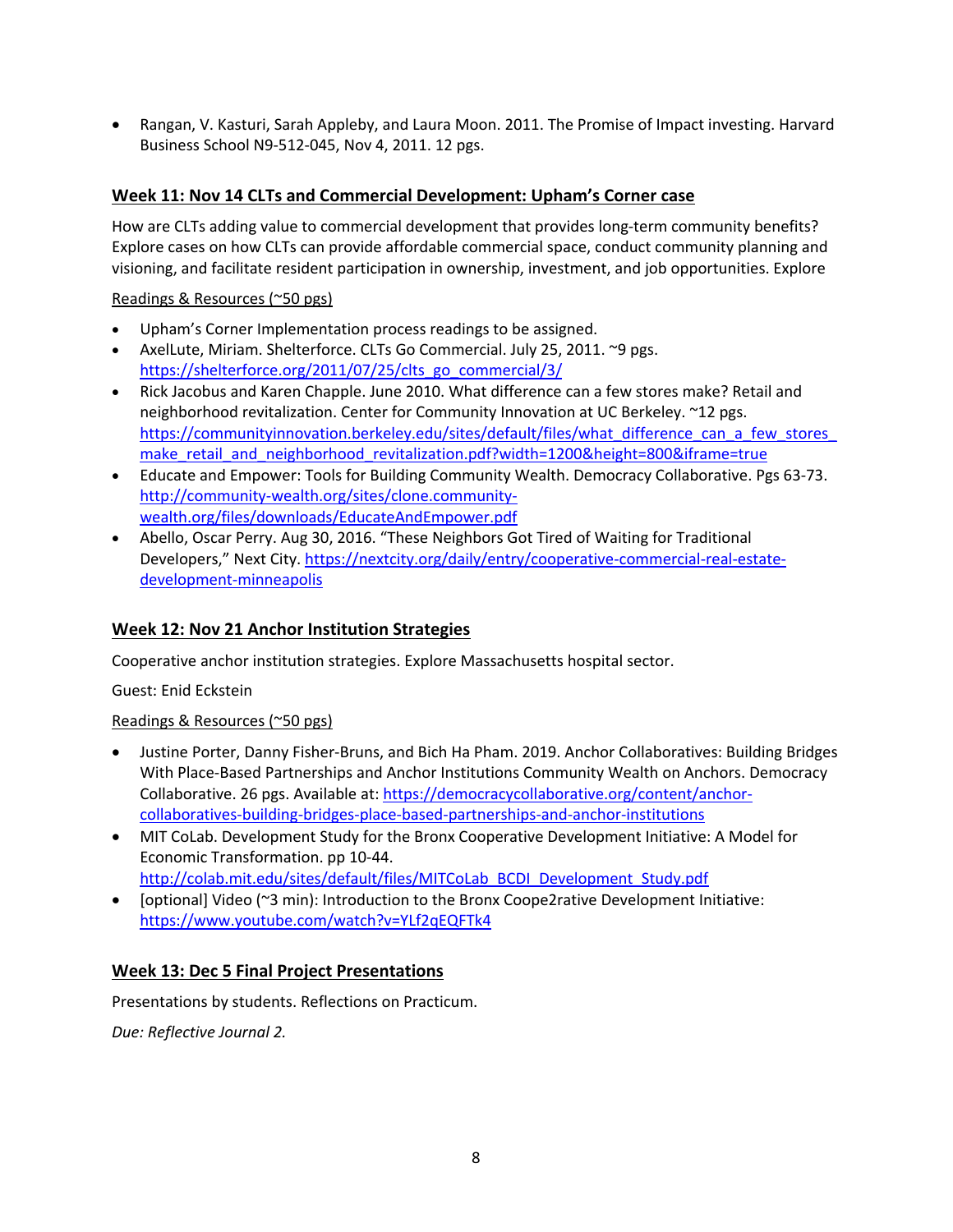- Rangan, V. Kasturi, Sarah Appleby, and Laura Moon. 2011. The Promise of Impact investing. Harvard Business School N9-512-045, Nov 4, 2011. 12 pgs.

## Week 11: Nov 14 CLTs and Commercial Development: Upham's Corner case

How are CLTs adding value to commercial development that provides long-term community benefits? Explore cases on how CLTs can provide affordable commercial space, conduct community planning and visioning, and facilitate resident participation in ownership, investment, and job opportunities. Explore

Readings & Resources (~50 pgs)

- Upham's Corner Implementation process readings to be assigned.
- AxelLute, Miriam. Shelterforce. CLTs Go Commercial. July 25, 2011. ~9 pgs. https://shelterforce.org/2011/07/25/clts_go_commercial/3/
- Rick Jacobus and Karen Chapple. June 2010. What difference can a few stores make? Retail and neighborhood revitalization. Center for Community Innovation at UC Berkeley. ~12 pgs. https://communityinnovation.berkeley.edu/sites/default/files/what_difference_can_a_few_stores_make_retail_and_neighborhood_revitalization.pdf?width=1200&height=800&iframe=true
- Educate and Empower: Tools for Building Community Wealth. Democracy Collaborative. Pgs 63-73. http://community-wealth.org/sites/clone.community-wealth.org/files/downloads/EducateAndEmpower.pdf
- Abello, Oscar Perry. Aug 30, 2016. "These Neighbors Got Tired of Waiting for Traditional Developers," Next City. https://nextcity.org/daily/entry/cooperative-commercial-real-estate-development-minneapolis

## Week 12: Nov 21 Anchor Institution Strategies

Cooperative anchor institution strategies. Explore Massachusetts hospital sector.

Guest: Enid Eckstein

Readings & Resources (~50 pgs)

- Justine Porter, Danny Fisher-Bruns, and Bich Ha Pham. 2019. Anchor Collaboratives: Building Bridges With Place-Based Partnerships and Anchor Institutions Community Wealth on Anchors. Democracy Collaborative. 26 pgs. Available at: https://democracycollaborative.org/content/anchor-collaboratives-building-bridges-place-based-partnerships-and-anchor-institutions
- MIT CoLab. Development Study for the Bronx Cooperative Development Initiative: A Model for Economic Transformation. pp 10-44. http://colab.mit.edu/sites/default/files/MITCoLab_BCDI_Development_Study.pdf
- [optional] Video (~3 min): Introduction to the Bronx Coope2rative Development Initiative: https://www.youtube.com/watch?v=YLf2qEQFTk4

## Week 13: Dec 5 Final Project Presentations

Presentations by students. Reflections on Practicum.

*Due: Reflective Journal 2.*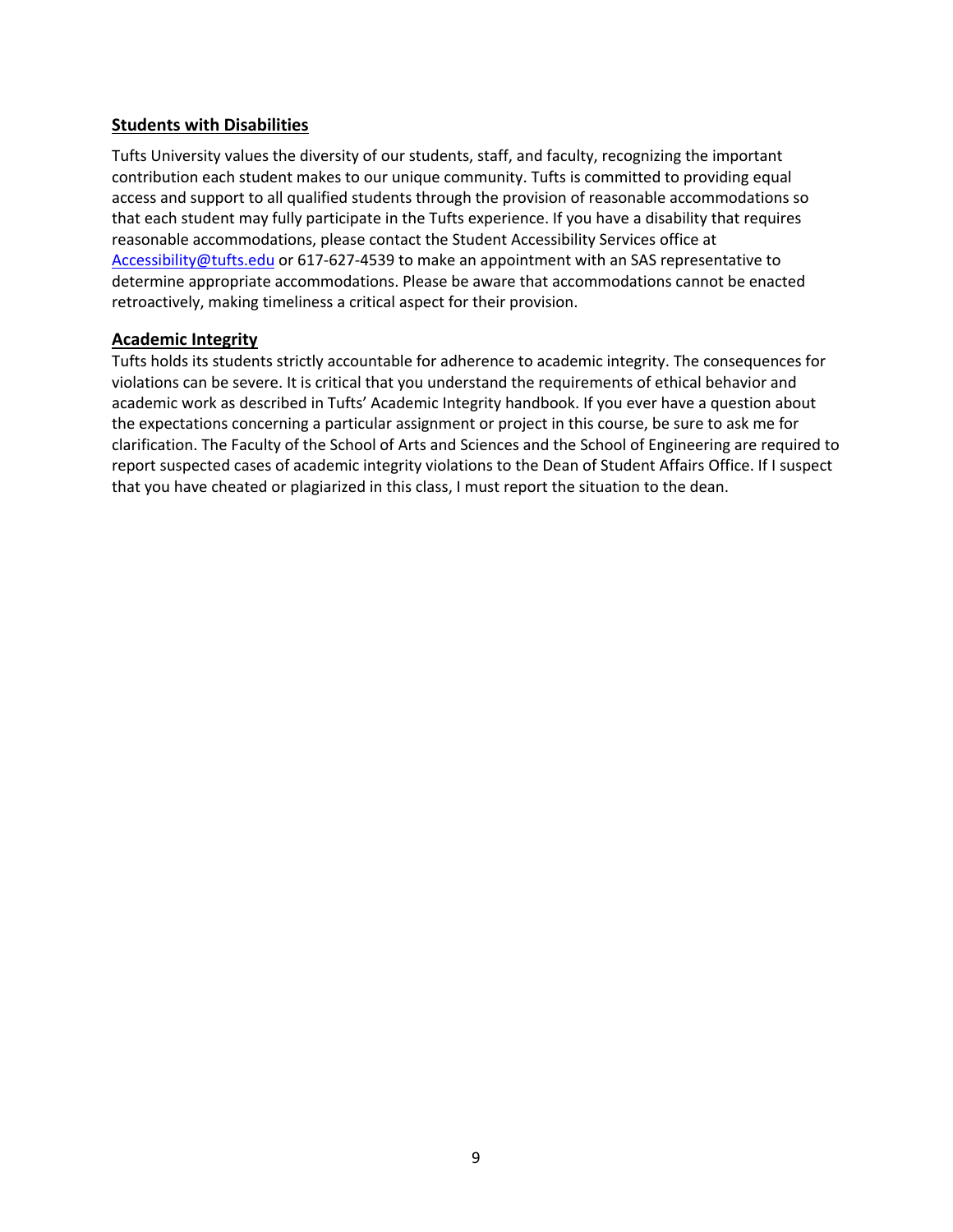## Students with Disabilities

Tufts University values the diversity of our students, staff, and faculty, recognizing the important contribution each student makes to our unique community. Tufts is committed to providing equal access and support to all qualified students through the provision of reasonable accommodations so that each student may fully participate in the Tufts experience. If you have a disability that requires reasonable accommodations, please contact the Student Accessibility Services office at Accessibility@tufts.edu or 617-627-4539 to make an appointment with an SAS representative to determine appropriate accommodations. Please be aware that accommodations cannot be enacted retroactively, making timeliness a critical aspect for their provision.

## Academic Integrity

Tufts holds its students strictly accountable for adherence to academic integrity. The consequences for violations can be severe. It is critical that you understand the requirements of ethical behavior and academic work as described in Tufts' Academic Integrity handbook. If you ever have a question about the expectations concerning a particular assignment or project in this course, be sure to ask me for clarification. The Faculty of the School of Arts and Sciences and the School of Engineering are required to report suspected cases of academic integrity violations to the Dean of Student Affairs Office. If I suspect that you have cheated or plagiarized in this class, I must report the situation to the dean.